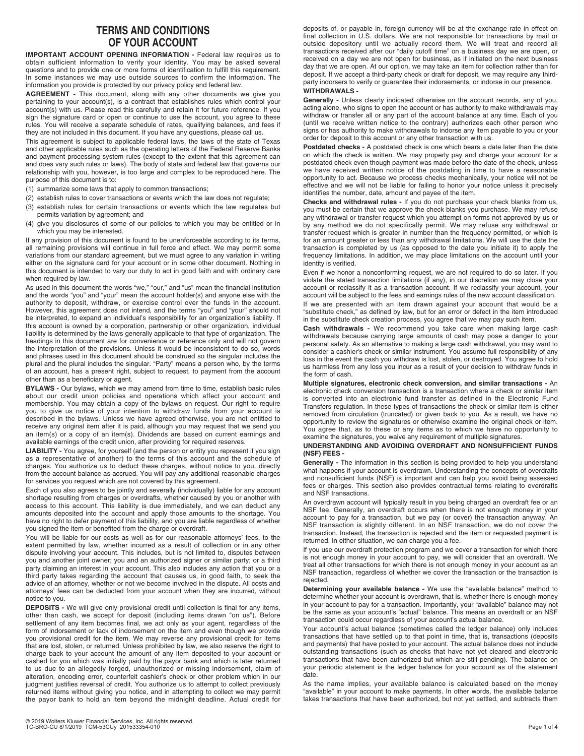# TERMS AND CONDITIONS OF YOUR ACCOUNT

**IMPORTANT ACCOUNT OPENING INFORMATION -** Federal law requires us to obtain sufficient information to verify your identity. You may be asked several questions and to provide one or more forms of identification to fulfill this requirement. In some instances we may use outside sources to confirm the information. The information you provide is protected by our privacy policy and federal law.

**AGREEMENT -** This document, along with any other documents we give you pertaining to your account(s), is a contract that establishes rules which control your account(s) with us. Please read this carefully and retain it for future reference. If you sign the signature card or open or continue to use the account, you agree to these rules. You will receive a separate schedule of rates, qualifying balances, and fees if they are not included in this document. If you have any questions, please call us.

This agreement is subject to applicable federal laws, the laws of the state of Texas and other applicable rules such as the operating letters of the Federal Reserve Banks and payment processing system rules (except to the extent that this agreement can and does vary such rules or laws). The body of state and federal law that governs our relationship with you, however, is too large and complex to be reproduced here. The purpose of this document is to:

(1) summarize some laws that apply to common transactions;
(2) establish rules to cover transactions or events which the law does not regulate;
(3) establish rules for certain transactions or events which the law regulates but permits variation by agreement; and
(4) give you disclosures of some of our policies to which you may be entitled or in which you may be interested.

If any provision of this document is found to be unenforceable according to its terms, all remaining provisions will continue in full force and effect. We may permit some variations from our standard agreement, but we must agree to any variation in writing either on the signature card for your account or in some other document. Nothing in this document is intended to vary our duty to act in good faith and with ordinary care when required by law.

As used in this document the words "we," "our," and "us" mean the financial institution and the words "you" and "your" mean the account holder(s) and anyone else with the authority to deposit, withdraw, or exercise control over the funds in the account. However, this agreement does not intend, and the terms "you" and "your" should not be interpreted, to expand an individual's responsibility for an organization's liability. If this account is owned by a corporation, partnership or other organization, individual liability is determined by the laws generally applicable to that type of organization. The headings in this document are for convenience or reference only and will not govern the interpretation of the provisions. Unless it would be inconsistent to do so, words and phrases used in this document should be construed so the singular includes the plural and the plural includes the singular. "Party" means a person who, by the terms of an account, has a present right, subject to request, to payment from the account other than as a beneficiary or agent.

**BYLAWS -** Our bylaws, which we may amend from time to time, establish basic rules about our credit union policies and operations which affect your account and membership. You may obtain a copy of the bylaws on request. Our right to require you to give us notice of your intention to withdraw funds from your account is described in the bylaws. Unless we have agreed otherwise, you are not entitled to receive any original item after it is paid, although you may request that we send you an item(s) or a copy of an item(s). Dividends are based on current earnings and available earnings of the credit union, after providing for required reserves.

**LIABILITY -** You agree, for yourself (and the person or entity you represent if you sign as a representative of another) to the terms of this account and the schedule of charges. You authorize us to deduct these charges, without notice to you, directly from the account balance as accrued. You will pay any additional reasonable charges for services you request which are not covered by this agreement.

Each of you also agrees to be jointly and severally (individually) liable for any account shortage resulting from charges or overdrafts, whether caused by you or another with access to this account. This liability is due immediately, and we can deduct any amounts deposited into the account and apply those amounts to the shortage. You have no right to defer payment of this liability, and you are liable regardless of whether you signed the item or benefited from the charge or overdraft.

You will be liable for our costs as well as for our reasonable attorneys' fees, to the extent permitted by law, whether incurred as a result of collection or in any other dispute involving your account. This includes, but is not limited to, disputes between you and another joint owner; you and an authorized signer or similar party; or a third party claiming an interest in your account. This also includes any action that you or a third party takes regarding the account that causes us, in good faith, to seek the advice of an attorney, whether or not we become involved in the dispute. All costs and attorneys' fees can be deducted from your account when they are incurred, without notice to you.

**DEPOSITS -** We will give only provisional credit until collection is final for any items, other than cash, we accept for deposit (including items drawn "on us"). Before settlement of any item becomes final, we act only as your agent, regardless of the form of indorsement or lack of indorsement on the item and even though we provide you provisional credit for the item. We may reverse any provisional credit for items that are lost, stolen, or returned. Unless prohibited by law, we also reserve the right to charge back to your account the amount of any item deposited to your account or cashed for you which was initially paid by the payor bank and which is later returned to us due to an allegedly forged, unauthorized or missing indorsement, claim of alteration, encoding error, counterfeit cashier's check or other problem which in our judgment justifies reversal of credit. You authorize us to attempt to collect previously returned items without giving you notice, and in attempting to collect we may permit the payor bank to hold an item beyond the midnight deadline. Actual credit for deposits of, or payable in, foreign currency will be at the exchange rate in effect on final collection in U.S. dollars. We are not responsible for transactions by mail or outside depository until we actually record them. We will treat and record all transactions received after our "daily cutoff time" on a business day we are open, or received on a day we are not open for business, as if initiated on the next business day that we are open. At our option, we may take an item for collection rather than for deposit. If we accept a third-party check or draft for deposit, we may require any third-party indorsers to verify or guarantee their indorsements, or indorse in our presence.

**WITHDRAWALS -**

**Generally -** Unless clearly indicated otherwise on the account records, any of you, acting alone, who signs to open the account or has authority to make withdrawals may withdraw or transfer all or any part of the account balance at any time. Each of you (until we receive written notice to the contrary) authorizes each other person who signs or has authority to make withdrawals to indorse any item payable to you or your order for deposit to this account or any other transaction with us.

**Postdated checks -** A postdated check is one which bears a date later than the date on which the check is written. We may properly pay and charge your account for a postdated check even though payment was made before the date of the check, unless we have received written notice of the postdating in time to have a reasonable opportunity to act. Because we process checks mechanically, your notice will not be effective and we will not be liable for failing to honor your notice unless it precisely identifies the number, date, amount and payee of the item.

**Checks and withdrawal rules -** If you do not purchase your check blanks from us, you must be certain that we approve the check blanks you purchase. We may refuse any withdrawal or transfer request which you attempt on forms not approved by us or by any method we do not specifically permit. We may refuse any withdrawal or transfer request which is greater in number than the frequency permitted, or which is for an amount greater or less than any withdrawal limitations. We will use the date the transaction is completed by us (as opposed to the date you initiate it) to apply the frequency limitations. In addition, we may place limitations on the account until your identity is verified.

Even if we honor a nonconforming request, we are not required to do so later. If you violate the stated transaction limitations (if any), in our discretion we may close your account or reclassify it as a transaction account. If we reclassify your account, your account will be subject to the fees and earnings rules of the new account classification.

If we are presented with an item drawn against your account that would be a "substitute check," as defined by law, but for an error or defect in the item introduced in the substitute check creation process, you agree that we may pay such item.

**Cash withdrawals -** We recommend you take care when making large cash withdrawals because carrying large amounts of cash may pose a danger to your personal safety. As an alternative to making a large cash withdrawal, you may want to consider a cashier's check or similar instrument. You assume full responsibility of any loss in the event the cash you withdraw is lost, stolen, or destroyed. You agree to hold us harmless from any loss you incur as a result of your decision to withdraw funds in the form of cash.

**Multiple signatures, electronic check conversion, and similar transactions -** An electronic check conversion transaction is a transaction where a check or similar item is converted into an electronic fund transfer as defined in the Electronic Fund Transfers regulation. In these types of transactions the check or similar item is either removed from circulation (truncated) or given back to you. As a result, we have no opportunity to review the signatures or otherwise examine the original check or item. You agree that, as to these or any items as to which we have no opportunity to examine the signatures, you waive any requirement of multiple signatures.

**UNDERSTANDING AND AVOIDING OVERDRAFT AND NONSUFFICIENT FUNDS (NSF) FEES -**

**Generally -** The information in this section is being provided to help you understand what happens if your account is overdrawn. Understanding the concepts of overdrafts and nonsufficient funds (NSF) is important and can help you avoid being assessed fees or charges. This section also provides contractual terms relating to overdrafts and NSF transactions.

An overdrawn account will typically result in you being charged an overdraft fee or an NSF fee. Generally, an overdraft occurs when there is not enough money in your account to pay for a transaction, but we pay (or cover) the transaction anyway. An NSF transaction is slightly different. In an NSF transaction, we do not cover the transaction. Instead, the transaction is rejected and the item or requested payment is returned. In either situation, we can charge you a fee.

If you use our overdraft protection program and we cover a transaction for which there is not enough money in your account to pay, we will consider that an overdraft. We treat all other transactions for which there is not enough money in your account as an NSF transaction, regardless of whether we cover the transaction or the transaction is rejected.

**Determining your available balance -** We use the "available balance" method to determine whether your account is overdrawn, that is, whether there is enough money in your account to pay for a transaction. Importantly, your "available" balance may not be the same as your account's "actual" balance. This means an overdraft or an NSF transaction could occur regardless of your account's actual balance.

Your account's actual balance (sometimes called the ledger balance) only includes transactions that have settled up to that point in time, that is, transactions (deposits and payments) that have posted to your account. The actual balance does not include outstanding transactions (such as checks that have not yet cleared and electronic transactions that have been authorized but which are still pending). The balance on your periodic statement is the ledger balance for your account as of the statement date.

As the name implies, your available balance is calculated based on the money "available" in your account to make payments. In other words, the available balance takes transactions that have been authorized, but not yet settled, and subtracts them

© 2019 Wolters Kluwer Financial Services, Inc. All rights reserved.
TC-BRO-CU 8/1/2019 TCM-53CUy 201533354-010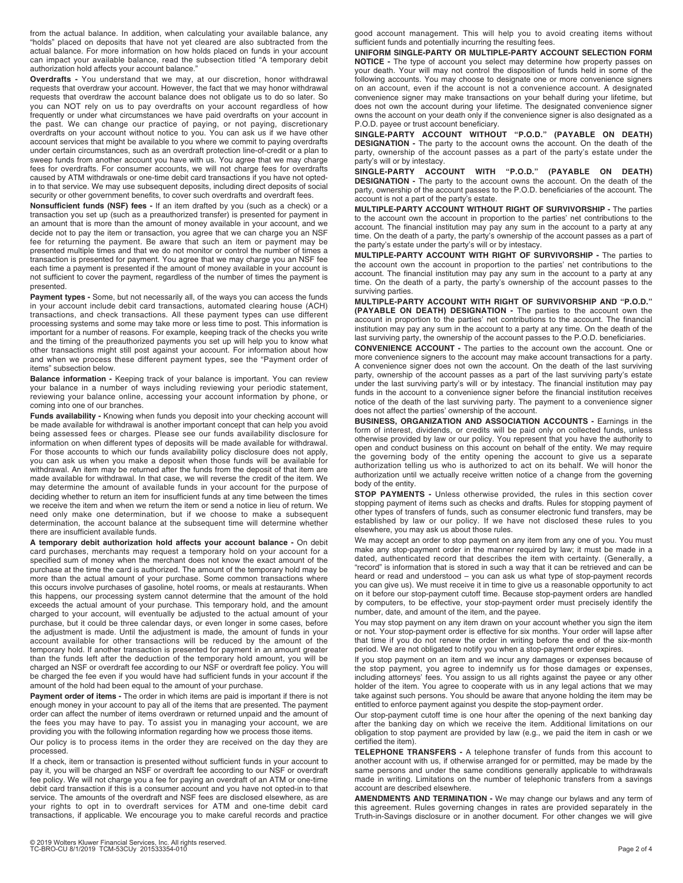from the actual balance. In addition, when calculating your available balance, any "holds" placed on deposits that have not yet cleared are also subtracted from the actual balance. For more information on how holds placed on funds in your account can impact your available balance, read the subsection titled "A temporary debit authorization hold affects your account balance."

**Overdrafts -** You understand that we may, at our discretion, honor withdrawal requests that overdraw your account. However, the fact that we may honor withdrawal requests that overdraw the account balance does not obligate us to do so later. So you can NOT rely on us to pay overdrafts on your account regardless of how frequently or under what circumstances we have paid overdrafts on your account in the past. We can change our practice of paying, or not paying, discretionary overdrafts on your account without notice to you. You can ask us if we have other account services that might be available to you where we commit to paying overdrafts under certain circumstances, such as an overdraft protection line-of-credit or a plan to sweep funds from another account you have with us. You agree that we may charge fees for overdrafts. For consumer accounts, we will not charge fees for overdrafts caused by ATM withdrawals or one-time debit card transactions if you have not opted-in to that service. We may use subsequent deposits, including direct deposits of social security or other government benefits, to cover such overdrafts and overdraft fees.

**Nonsufficient funds (NSF) fees -** If an item drafted by you (such as a check) or a transaction you set up (such as a preauthorized transfer) is presented for payment in an amount that is more than the amount of money available in your account, and we decide not to pay the item or transaction, you agree that we can charge you an NSF fee for returning the payment. Be aware that such an item or payment may be presented multiple times and that we do not monitor or control the number of times a transaction is presented for payment. You agree that we may charge you an NSF fee each time a payment is presented if the amount of money available in your account is not sufficient to cover the payment, regardless of the number of times the payment is presented.

**Payment types -** Some, but not necessarily all, of the ways you can access the funds in your account include debit card transactions, automated clearing house (ACH) transactions, and check transactions. All these payment types can use different processing systems and some may take more or less time to post. This information is important for a number of reasons. For example, keeping track of the checks you write and the timing of the preauthorized payments you set up will help you to know what other transactions might still post against your account. For information about how and when we process these different payment types, see the "Payment order of items" subsection below.

**Balance information -** Keeping track of your balance is important. You can review your balance in a number of ways including reviewing your periodic statement, reviewing your balance online, accessing your account information by phone, or coming into one of our branches.

**Funds availability -** Knowing when funds you deposit into your checking account will be made available for withdrawal is another important concept that can help you avoid being assessed fees or charges. Please see our funds availability disclosure for information on when different types of deposits will be made available for withdrawal. For those accounts to which our funds availability policy disclosure does not apply, you can ask us when you make a deposit when those funds will be available for withdrawal. An item may be returned after the funds from the deposit of that item are made available for withdrawal. In that case, we will reverse the credit of the item. We may determine the amount of available funds in your account for the purpose of deciding whether to return an item for insufficient funds at any time between the times we receive the item and when we return the item or send a notice in lieu of return. We need only make one determination, but if we choose to make a subsequent determination, the account balance at the subsequent time will determine whether there are insufficient available funds.

**A temporary debit authorization hold affects your account balance -** On debit card purchases, merchants may request a temporary hold on your account for a specified sum of money when the merchant does not know the exact amount of the purchase at the time the card is authorized. The amount of the temporary hold may be more than the actual amount of your purchase. Some common transactions where this occurs involve purchases of gasoline, hotel rooms, or meals at restaurants. When this happens, our processing system cannot determine that the amount of the hold exceeds the actual amount of your purchase. This temporary hold, and the amount charged to your account, will eventually be adjusted to the actual amount of your purchase, but it could be three calendar days, or even longer in some cases, before the adjustment is made. Until the adjustment is made, the amount of funds in your account available for other transactions will be reduced by the amount of the temporary hold. If another transaction is presented for payment in an amount greater than the funds left after the deduction of the temporary hold amount, you will be charged an NSF or overdraft fee according to our NSF or overdraft fee policy. You will be charged the fee even if you would have had sufficient funds in your account if the amount of the hold had been equal to the amount of your purchase.

**Payment order of items -** The order in which items are paid is important if there is not enough money in your account to pay all of the items that are presented. The payment order can affect the number of items overdrawn or returned unpaid and the amount of the fees you may have to pay. To assist you in managing your account, we are providing you with the following information regarding how we process those items.

Our policy is to process items in the order they are received on the day they are processed.

If a check, item or transaction is presented without sufficient funds in your account to pay it, you will be charged an NSF or overdraft fee according to our NSF or overdraft fee policy. We will not charge you a fee for paying an overdraft of an ATM or one-time debit card transaction if this is a consumer account and you have not opted-in to that service. The amounts of the overdraft and NSF fees are disclosed elsewhere, as are your rights to opt in to overdraft services for ATM and one-time debit card transactions, if applicable. We encourage you to make careful records and practice good account management. This will help you to avoid creating items without sufficient funds and potentially incurring the resulting fees.

**UNIFORM SINGLE-PARTY OR MULTIPLE-PARTY ACCOUNT SELECTION FORM NOTICE -** The type of account you select may determine how property passes on your death. Your will may not control the disposition of funds held in some of the following accounts. You may choose to designate one or more convenience signers on an account, even if the account is not a convenience account. A designated convenience signer may make transactions on your behalf during your lifetime, but does not own the account during your lifetime. The designated convenience signer owns the account on your death only if the convenience signer is also designated as a P.O.D. payee or trust account beneficiary.

**SINGLE-PARTY ACCOUNT WITHOUT "P.O.D." (PAYABLE ON DEATH) DESIGNATION -** The party to the account owns the account. On the death of the party, ownership of the account passes as a part of the party's estate under the party's will or by intestacy.

**SINGLE-PARTY ACCOUNT WITH "P.O.D." (PAYABLE ON DEATH) DESIGNATION -** The party to the account owns the account. On the death of the party, ownership of the account passes to the P.O.D. beneficiaries of the account. The account is not a part of the party's estate.

**MULTIPLE-PARTY ACCOUNT WITHOUT RIGHT OF SURVIVORSHIP -** The parties to the account own the account in proportion to the parties' net contributions to the account. The financial institution may pay any sum in the account to a party at any time. On the death of a party, the party's ownership of the account passes as a part of the party's estate under the party's will or by intestacy.

**MULTIPLE-PARTY ACCOUNT WITH RIGHT OF SURVIVORSHIP -** The parties to the account own the account in proportion to the parties' net contributions to the account. The financial institution may pay any sum in the account to a party at any time. On the death of a party, the party's ownership of the account passes to the surviving parties.

**MULTIPLE-PARTY ACCOUNT WITH RIGHT OF SURVIVORSHIP AND "P.O.D." (PAYABLE ON DEATH) DESIGNATION -** The parties to the account own the account in proportion to the parties' net contributions to the account. The financial institution may pay any sum in the account to a party at any time. On the death of the last surviving party, the ownership of the account passes to the P.O.D. beneficiaries.

**CONVENIENCE ACCOUNT -** The parties to the account own the account. One or more convenience signers to the account may make account transactions for a party. A convenience signer does not own the account. On the death of the last surviving party, ownership of the account passes as a part of the last surviving party's estate under the last surviving party's will or by intestacy. The financial institution may pay funds in the account to a convenience signer before the financial institution receives notice of the death of the last surviving party. The payment to a convenience signer does not affect the parties' ownership of the account.

**BUSINESS, ORGANIZATION AND ASSOCIATION ACCOUNTS -** Earnings in the form of interest, dividends, or credits will be paid only on collected funds, unless otherwise provided by law or our policy. You represent that you have the authority to open and conduct business on this account on behalf of the entity. We may require the governing body of the entity opening the account to give us a separate authorization telling us who is authorized to act on its behalf. We will honor the authorization until we actually receive written notice of a change from the governing body of the entity.

**STOP PAYMENTS -** Unless otherwise provided, the rules in this section cover stopping payment of items such as checks and drafts. Rules for stopping payment of other types of transfers of funds, such as consumer electronic fund transfers, may be established by law or our policy. If we have not disclosed these rules to you elsewhere, you may ask us about those rules.

We may accept an order to stop payment on any item from any one of you. You must make any stop-payment order in the manner required by law; it must be made in a dated, authenticated record that describes the item with certainty. (Generally, a "record" is information that is stored in such a way that it can be retrieved and can be heard or read and understood – you can ask us what type of stop-payment records you can give us). We must receive it in time to give us a reasonable opportunity to act on it before our stop-payment cutoff time. Because stop-payment orders are handled by computers, to be effective, your stop-payment order must precisely identify the number, date, and amount of the item, and the payee.

You may stop payment on any item drawn on your account whether you sign the item or not. Your stop-payment order is effective for six months. Your order will lapse after that time if you do not renew the order in writing before the end of the six-month period. We are not obligated to notify you when a stop-payment order expires.

If you stop payment on an item and we incur any damages or expenses because of the stop payment, you agree to indemnify us for those damages or expenses, including attorneys' fees. You assign to us all rights against the payee or any other holder of the item. You agree to cooperate with us in any legal actions that we may take against such persons. You should be aware that anyone holding the item may be entitled to enforce payment against you despite the stop-payment order.

Our stop-payment cutoff time is one hour after the opening of the next banking day after the banking day on which we receive the item. Additional limitations on our obligation to stop payment are provided by law (e.g., we paid the item in cash or we certified the item).

**TELEPHONE TRANSFERS -** A telephone transfer of funds from this account to another account with us, if otherwise arranged for or permitted, may be made by the same persons and under the same conditions generally applicable to withdrawals made in writing. Limitations on the number of telephonic transfers from a savings account are described elsewhere.

**AMENDMENTS AND TERMINATION -** We may change our bylaws and any term of this agreement. Rules governing changes in rates are provided separately in the Truth-in-Savings disclosure or in another document. For other changes we will give

© 2019 Wolters Kluwer Financial Services, Inc. All rights reserved.
TC-BRO-CU 8/1/2019 TCM-53CUy 201533354-010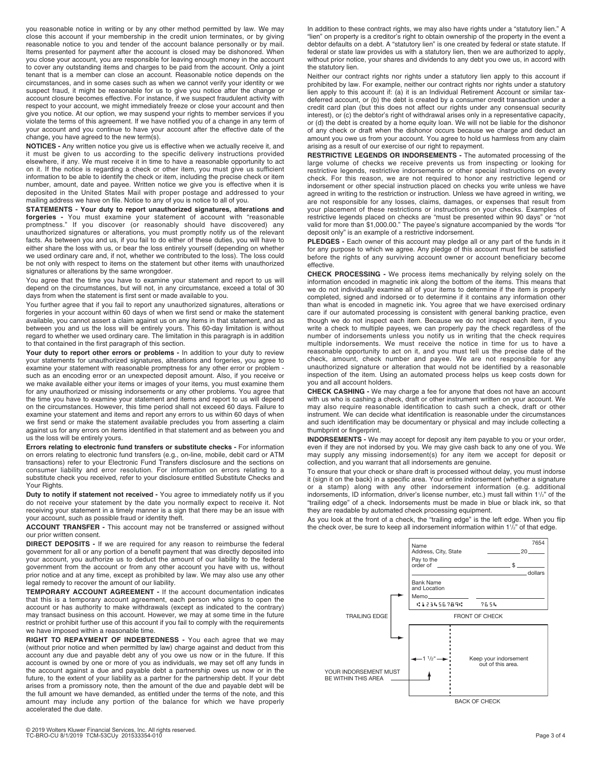you reasonable notice in writing or by any other method permitted by law. We may close this account if your membership in the credit union terminates, or by giving reasonable notice to you and tender of the account balance personally or by mail. Items presented for payment after the account is closed may be dishonored. When you close your account, you are responsible for leaving enough money in the account to cover any outstanding items and charges to be paid from the account. Only a joint tenant that is a member can close an account. Reasonable notice depends on the circumstances, and in some cases such as when we cannot verify your identity or we suspect fraud, it might be reasonable for us to give you notice after the change or account closure becomes effective. For instance, if we suspect fraudulent activity with respect to your account, we might immediately freeze or close your account and then give you notice. At our option, we may suspend your rights to member services if you violate the terms of this agreement. If we have notified you of a change in any term of your account and you continue to have your account after the effective date of the change, you have agreed to the new term(s).

**NOTICES -** Any written notice you give us is effective when we actually receive it, and it must be given to us according to the specific delivery instructions provided elsewhere, if any. We must receive it in time to have a reasonable opportunity to act on it. If the notice is regarding a check or other item, you must give us sufficient information to be able to identify the check or item, including the precise check or item number, amount, date and payee. Written notice we give you is effective when it is deposited in the United States Mail with proper postage and addressed to your mailing address we have on file. Notice to any of you is notice to all of you.

**STATEMENTS - Your duty to report unauthorized signatures, alterations and forgeries -** You must examine your statement of account with "reasonable promptness." If you discover (or reasonably should have discovered) any unauthorized signatures or alterations, you must promptly notify us of the relevant facts. As between you and us, if you fail to do either of these duties, you will have to either share the loss with us, or bear the loss entirely yourself (depending on whether we used ordinary care and, if not, whether we contributed to the loss). The loss could be not only with respect to items on the statement but other items with unauthorized signatures or alterations by the same wrongdoer.

You agree that the time you have to examine your statement and report to us will depend on the circumstances, but will not, in any circumstance, exceed a total of 30 days from when the statement is first sent or made available to you.

You further agree that if you fail to report any unauthorized signatures, alterations or forgeries in your account within 60 days of when we first send or make the statement available, you cannot assert a claim against us on any items in that statement, and as between you and us the loss will be entirely yours. This 60-day limitation is without regard to whether we used ordinary care. The limitation in this paragraph is in addition to that contained in the first paragraph of this section.

**Your duty to report other errors or problems -** In addition to your duty to review your statements for unauthorized signatures, alterations and forgeries, you agree to examine your statement with reasonable promptness for any other error or problem - such as an encoding error or an unexpected deposit amount. Also, if you receive or we make available either your items or images of your items, you must examine them for any unauthorized or missing indorsements or any other problems. You agree that the time you have to examine your statement and items and report to us will depend on the circumstances. However, this time period shall not exceed 60 days. Failure to examine your statement and items and report any errors to us within 60 days of when we first send or make the statement available precludes you from asserting a claim against us for any errors on items identified in that statement and as between you and us the loss will be entirely yours.

**Errors relating to electronic fund transfers or substitute checks -** For information on errors relating to electronic fund transfers (e.g., on-line, mobile, debit card or ATM transactions) refer to your Electronic Fund Transfers disclosure and the sections on consumer liability and error resolution. For information on errors relating to a substitute check you received, refer to your disclosure entitled Substitute Checks and Your Rights.

**Duty to notify if statement not received -** You agree to immediately notify us if you do not receive your statement by the date you normally expect to receive it. Not receiving your statement in a timely manner is a sign that there may be an issue with your account, such as possible fraud or identity theft.

**ACCOUNT TRANSFER -** This account may not be transferred or assigned without our prior written consent.

**DIRECT DEPOSITS -** If we are required for any reason to reimburse the federal government for all or any portion of a benefit payment that was directly deposited into your account, you authorize us to deduct the amount of our liability to the federal government from the account or from any other account you have with us, without prior notice and at any time, except as prohibited by law. We may also use any other legal remedy to recover the amount of our liability.

**TEMPORARY ACCOUNT AGREEMENT -** If the account documentation indicates that this is a temporary account agreement, each person who signs to open the account or has authority to make withdrawals (except as indicated to the contrary) may transact business on this account. However, we may at some time in the future restrict or prohibit further use of this account if you fail to comply with the requirements we have imposed within a reasonable time.

**RIGHT TO REPAYMENT OF INDEBTEDNESS -** You each agree that we may (without prior notice and when permitted by law) charge against and deduct from this account any due and payable debt any of you owe us now or in the future. If this account is owned by one or more of you as individuals, we may set off any funds in the account against a due and payable debt a partnership owes us now or in the future, to the extent of your liability as a partner for the partnership debt. If your debt arises from a promissory note, then the amount of the due and payable debt will be the full amount we have demanded, as entitled under the terms of the note, and this amount may include any portion of the balance for which we have properly accelerated the due date.

In addition to these contract rights, we may also have rights under a "statutory lien." A "lien" on property is a creditor's right to obtain ownership of the property in the event a debtor defaults on a debt. A "statutory lien" is one created by federal or state statute. If federal or state law provides us with a statutory lien, then we are authorized to apply, without prior notice, your shares and dividends to any debt you owe us, in accord with the statutory lien.

Neither our contract rights nor rights under a statutory lien apply to this account if prohibited by law. For example, neither our contract rights nor rights under a statutory lien apply to this account if: (a) it is an Individual Retirement Account or similar tax-deferred account, or (b) the debt is created by a consumer credit transaction under a credit card plan (but this does not affect our rights under any consensual security interest), or (c) the debtor's right of withdrawal arises only in a representative capacity, or (d) the debt is created by a home equity loan. We will not be liable for the dishonor of any check or draft when the dishonor occurs because we charge and deduct an amount you owe us from your account. You agree to hold us harmless from any claim arising as a result of our exercise of our right to repayment.

**RESTRICTIVE LEGENDS OR INDORSEMENTS -** The automated processing of the large volume of checks we receive prevents us from inspecting or looking for restrictive legends, restrictive indorsements or other special instructions on every check. For this reason, we are not required to honor any restrictive legend or indorsement or other special instruction placed on checks you write unless we have agreed in writing to the restriction or instruction. Unless we have agreed in writing, we are not responsible for any losses, claims, damages, or expenses that result from your placement of these restrictions or instructions on your checks. Examples of restrictive legends placed on checks are "must be presented within 90 days" or "not valid for more than $1,000.00." The payee's signature accompanied by the words "for deposit only" is an example of a restrictive indorsement.

**PLEDGES -** Each owner of this account may pledge all or any part of the funds in it for any purpose to which we agree. Any pledge of this account must first be satisfied before the rights of any surviving account owner or account beneficiary become effective.

**CHECK PROCESSING -** We process items mechanically by relying solely on the information encoded in magnetic ink along the bottom of the items. This means that we do not individually examine all of your items to determine if the item is properly completed, signed and indorsed or to determine if it contains any information other than what is encoded in magnetic ink. You agree that we have exercised ordinary care if our automated processing is consistent with general banking practice, even though we do not inspect each item. Because we do not inspect each item, if you write a check to multiple payees, we can properly pay the check regardless of the number of indorsements unless you notify us in writing that the check requires multiple indorsements. We must receive the notice in time for us to have a reasonable opportunity to act on it, and you must tell us the precise date of the check, amount, check number and payee. We are not responsible for any unauthorized signature or alteration that would not be identified by a reasonable inspection of the item. Using an automated process helps us keep costs down for you and all account holders.

**CHECK CASHING -** We may charge a fee for anyone that does not have an account with us who is cashing a check, draft or other instrument written on your account. We may also require reasonable identification to cash such a check, draft or other instrument. We can decide what identification is reasonable under the circumstances and such identification may be documentary or physical and may include collecting a thumbprint or fingerprint.

**INDORSEMENTS -** We may accept for deposit any item payable to you or your order, even if they are not indorsed by you. We may give cash back to any one of you. We may supply any missing indorsement(s) for any item we accept for deposit or collection, and you warrant that all indorsements are genuine.

To ensure that your check or share draft is processed without delay, you must indorse it (sign it on the back) in a specific area. Your entire indorsement (whether a signature or a stamp) along with any other indorsement information (e.g. additional indorsements, ID information, driver's license number, etc.) must fall within 1½" of the "trailing edge" of a check. Indorsements must be made in blue or black ink, so that they are readable by automated check processing equipment.

As you look at the front of a check, the "trailing edge" is the left edge. When you flip the check over, be sure to keep all indorsement information within 1½" of that edge.

Name
Address, City, State　　7654
20____
Pay to the order of ____________ $ ______
______________________________ dollars
Bank Name and Location
Memo______
⑆123456789⑆　7654

TRAILING EDGE

FRONT OF CHECK

← 1½" →　Keep your indorsement out of this area.

YOUR INDORSEMENT MUST BE WITHIN THIS AREA

BACK OF CHECK

© 2019 Wolters Kluwer Financial Services, Inc. All rights reserved.
TC-BRO-CU 8/1/2019 TCM-53CUy 201533354-010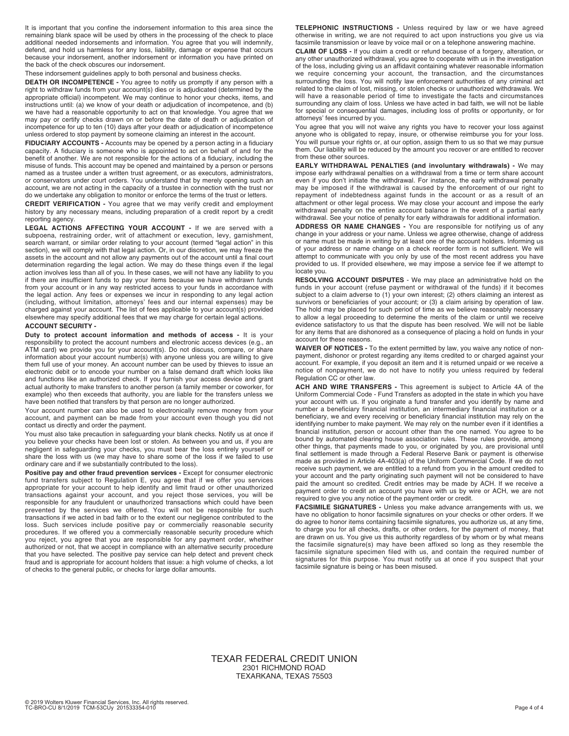It is important that you confine the indorsement information to this area since the remaining blank space will be used by others in the processing of the check to place additional needed indorsements and information. You agree that you will indemnify, defend, and hold us harmless for any loss, liability, damage or expense that occurs because your indorsement, another indorsement or information you have printed on the back of the check obscures our indorsement.

These indorsement guidelines apply to both personal and business checks.

**DEATH OR INCOMPETENCE -** You agree to notify us promptly if any person with a right to withdraw funds from your account(s) dies or is adjudicated (determined by the appropriate official) incompetent. We may continue to honor your checks, items, and instructions until: (a) we know of your death or adjudication of incompetence, and (b) we have had a reasonable opportunity to act on that knowledge. You agree that we may pay or certify checks drawn on or before the date of death or adjudication of incompetence for up to ten (10) days after your death or adjudication of incompetence unless ordered to stop payment by someone claiming an interest in the account.

**FIDUCIARY ACCOUNTS -** Accounts may be opened by a person acting in a fiduciary capacity. A fiduciary is someone who is appointed to act on behalf of and for the benefit of another. We are not responsible for the actions of a fiduciary, including the misuse of funds. This account may be opened and maintained by a person or persons named as a trustee under a written trust agreement, or as executors, administrators, or conservators under court orders. You understand that by merely opening such an account, we are not acting in the capacity of a trustee in connection with the trust nor do we undertake any obligation to monitor or enforce the terms of the trust or letters.

**CREDIT VERIFICATION -** You agree that we may verify credit and employment history by any necessary means, including preparation of a credit report by a credit reporting agency.

**LEGAL ACTIONS AFFECTING YOUR ACCOUNT -** If we are served with a subpoena, restraining order, writ of attachment or execution, levy, garnishment, search warrant, or similar order relating to your account (termed "legal action" in this section), we will comply with that legal action. Or, in our discretion, we may freeze the assets in the account and not allow any payments out of the account until a final court determination regarding the legal action. We may do these things even if the legal action involves less than all of you. In these cases, we will not have any liability to you if there are insufficient funds to pay your items because we have withdrawn funds from your account or in any way restricted access to your funds in accordance with the legal action. Any fees or expenses we incur in responding to any legal action (including, without limitation, attorneys' fees and our internal expenses) may be charged against your account. The list of fees applicable to your account(s) provided elsewhere may specify additional fees that we may charge for certain legal actions.

**ACCOUNT SECURITY -**

**Duty to protect account information and methods of access -** It is your responsibility to protect the account numbers and electronic access devices (e.g., an ATM card) we provide you for your account(s). Do not discuss, compare, or share information about your account number(s) with anyone unless you are willing to give them full use of your money. An account number can be used by thieves to issue an electronic debit or to encode your number on a false demand draft which looks like and functions like an authorized check. If you furnish your access device and grant actual authority to make transfers to another person (a family member or coworker, for example) who then exceeds that authority, you are liable for the transfers unless we have been notified that transfers by that person are no longer authorized.

Your account number can also be used to electronically remove money from your account, and payment can be made from your account even though you did not contact us directly and order the payment.

You must also take precaution in safeguarding your blank checks. Notify us at once if you believe your checks have been lost or stolen. As between you and us, if you are negligent in safeguarding your checks, you must bear the loss entirely yourself or share the loss with us (we may have to share some of the loss if we failed to use ordinary care and if we substantially contributed to the loss).

**Positive pay and other fraud prevention services -** Except for consumer electronic fund transfers subject to Regulation E, you agree that if we offer you services appropriate for your account to help identify and limit fraud or other unauthorized transactions against your account, and you reject those services, you will be responsible for any fraudulent or unauthorized transactions which could have been prevented by the services we offered. You will not be responsible for such transactions if we acted in bad faith or to the extent our negligence contributed to the loss. Such services include positive pay or commercially reasonable security procedures. If we offered you a commercially reasonable security procedure which you reject, you agree that you are responsible for any payment order, whether authorized or not, that we accept in compliance with an alternative security procedure that you have selected. The positive pay service can help detect and prevent check fraud and is appropriate for account holders that issue: a high volume of checks, a lot of checks to the general public, or checks for large dollar amounts.

**TELEPHONIC INSTRUCTIONS -** Unless required by law or we have agreed otherwise in writing, we are not required to act upon instructions you give us via facsimile transmission or leave by voice mail or on a telephone answering machine.

**CLAIM OF LOSS -** If you claim a credit or refund because of a forgery, alteration, or any other unauthorized withdrawal, you agree to cooperate with us in the investigation of the loss, including giving us an affidavit containing whatever reasonable information we require concerning your account, the transaction, and the circumstances surrounding the loss. You will notify law enforcement authorities of any criminal act related to the claim of lost, missing, or stolen checks or unauthorized withdrawals. We will have a reasonable period of time to investigate the facts and circumstances surrounding any claim of loss. Unless we have acted in bad faith, we will not be liable for special or consequential damages, including loss of profits or opportunity, or for attorneys' fees incurred by you.

You agree that you will not waive any rights you have to recover your loss against anyone who is obligated to repay, insure, or otherwise reimburse you for your loss. You will pursue your rights or, at our option, assign them to us so that we may pursue them. Our liability will be reduced by the amount you recover or are entitled to recover from these other sources.

**EARLY WITHDRAWAL PENALTIES (and involuntary withdrawals) -** We may impose early withdrawal penalties on a withdrawal from a time or term share account even if you don't initiate the withdrawal. For instance, the early withdrawal penalty may be imposed if the withdrawal is caused by the enforcement of our right to repayment of indebtedness against funds in the account or as a result of an attachment or other legal process. We may close your account and impose the early withdrawal penalty on the entire account balance in the event of a partial early withdrawal. See your notice of penalty for early withdrawals for additional information.

**ADDRESS OR NAME CHANGES -** You are responsible for notifying us of any change in your address or your name. Unless we agree otherwise, change of address or name must be made in writing by at least one of the account holders. Informing us of your address or name change on a check reorder form is not sufficient. We will attempt to communicate with you only by use of the most recent address you have provided to us. If provided elsewhere, we may impose a service fee if we attempt to locate you.

**RESOLVING ACCOUNT DISPUTES** - We may place an administrative hold on the funds in your account (refuse payment or withdrawal of the funds) if it becomes subject to a claim adverse to (1) your own interest; (2) others claiming an interest as survivors or beneficiaries of your account; or (3) a claim arising by operation of law. The hold may be placed for such period of time as we believe reasonably necessary to allow a legal proceeding to determine the merits of the claim or until we receive evidence satisfactory to us that the dispute has been resolved. We will not be liable for any items that are dishonored as a consequence of placing a hold on funds in your account for these reasons.

**WAIVER OF NOTICES -** To the extent permitted by law, you waive any notice of non-payment, dishonor or protest regarding any items credited to or charged against your account. For example, if you deposit an item and it is returned unpaid or we receive a notice of nonpayment, we do not have to notify you unless required by federal Regulation CC or other law.

**ACH AND WIRE TRANSFERS -** This agreement is subject to Article 4A of the Uniform Commercial Code - Fund Transfers as adopted in the state in which you have your account with us. If you originate a fund transfer and you identify by name and number a beneficiary financial institution, an intermediary financial institution or a beneficiary, we and every receiving or beneficiary financial institution may rely on the identifying number to make payment. We may rely on the number even if it identifies a financial institution, person or account other than the one named. You agree to be bound by automated clearing house association rules. These rules provide, among other things, that payments made to you, or originated by you, are provisional until final settlement is made through a Federal Reserve Bank or payment is otherwise made as provided in Article 4A-403(a) of the Uniform Commercial Code. If we do not receive such payment, we are entitled to a refund from you in the amount credited to your account and the party originating such payment will not be considered to have paid the amount so credited. Credit entries may be made by ACH. If we receive a payment order to credit an account you have with us by wire or ACH, we are not required to give you any notice of the payment order or credit.

**FACSIMILE SIGNATURES -** Unless you make advance arrangements with us, we have no obligation to honor facsimile signatures on your checks or other orders. If we do agree to honor items containing facsimile signatures, you authorize us, at any time, to charge you for all checks, drafts, or other orders, for the payment of money, that are drawn on us. You give us this authority regardless of by whom or by what means the facsimile signature(s) may have been affixed so long as they resemble the facsimile signature specimen filed with us, and contain the required number of signatures for this purpose. You must notify us at once if you suspect that your facsimile signature is being or has been misused.

TEXAR FEDERAL CREDIT UNION
2301 RICHMOND ROAD
TEXARKANA, TEXAS 75503

© 2019 Wolters Kluwer Financial Services, Inc. All rights reserved.
TC-BRO-CU 8/1/2019 TCM-53CUy 201533354-010